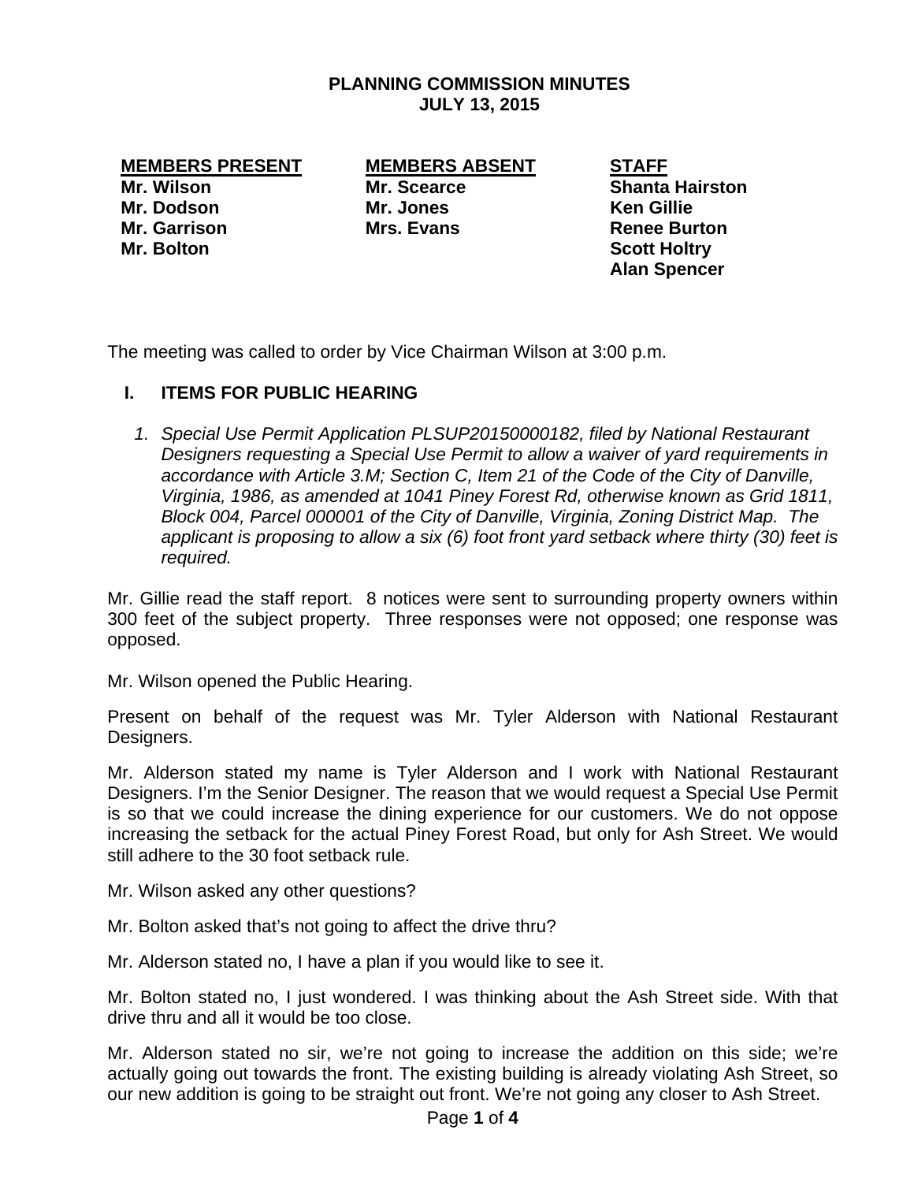# PLANNING COMMISSION MINUTES
## JULY 13, 2015

| MEMBERS PRESENT | MEMBERS ABSENT | STAFF |
|---|---|---|
| Mr. Wilson | Mr. Scearce | Shanta Hairston |
| Mr. Dodson | Mr. Jones | Ken Gillie |
| Mr. Garrison | Mrs. Evans | Renee Burton |
| Mr. Bolton | | Scott Holtry |
| | | Alan Spencer |

The meeting was called to order by Vice Chairman Wilson at 3:00 p.m.

## I. ITEMS FOR PUBLIC HEARING

1. *Special Use Permit Application PLSUP20150000182, filed by National Restaurant Designers requesting a Special Use Permit to allow a waiver of yard requirements in accordance with Article 3.M; Section C, Item 21 of the Code of the City of Danville, Virginia, 1986, as amended at 1041 Piney Forest Rd, otherwise known as Grid 1811, Block 004, Parcel 000001 of the City of Danville, Virginia, Zoning District Map. The applicant is proposing to allow a six (6) foot front yard setback where thirty (30) feet is required.*

Mr. Gillie read the staff report. 8 notices were sent to surrounding property owners within 300 feet of the subject property. Three responses were not opposed; one response was opposed.

Mr. Wilson opened the Public Hearing.

Present on behalf of the request was Mr. Tyler Alderson with National Restaurant Designers.

Mr. Alderson stated my name is Tyler Alderson and I work with National Restaurant Designers. I'm the Senior Designer. The reason that we would request a Special Use Permit is so that we could increase the dining experience for our customers. We do not oppose increasing the setback for the actual Piney Forest Road, but only for Ash Street. We would still adhere to the 30 foot setback rule.

Mr. Wilson asked any other questions?

Mr. Bolton asked that's not going to affect the drive thru?

Mr. Alderson stated no, I have a plan if you would like to see it.

Mr. Bolton stated no, I just wondered. I was thinking about the Ash Street side. With that drive thru and all it would be too close.

Mr. Alderson stated no sir, we're not going to increase the addition on this side; we're actually going out towards the front. The existing building is already violating Ash Street, so our new addition is going to be straight out front. We're not going any closer to Ash Street.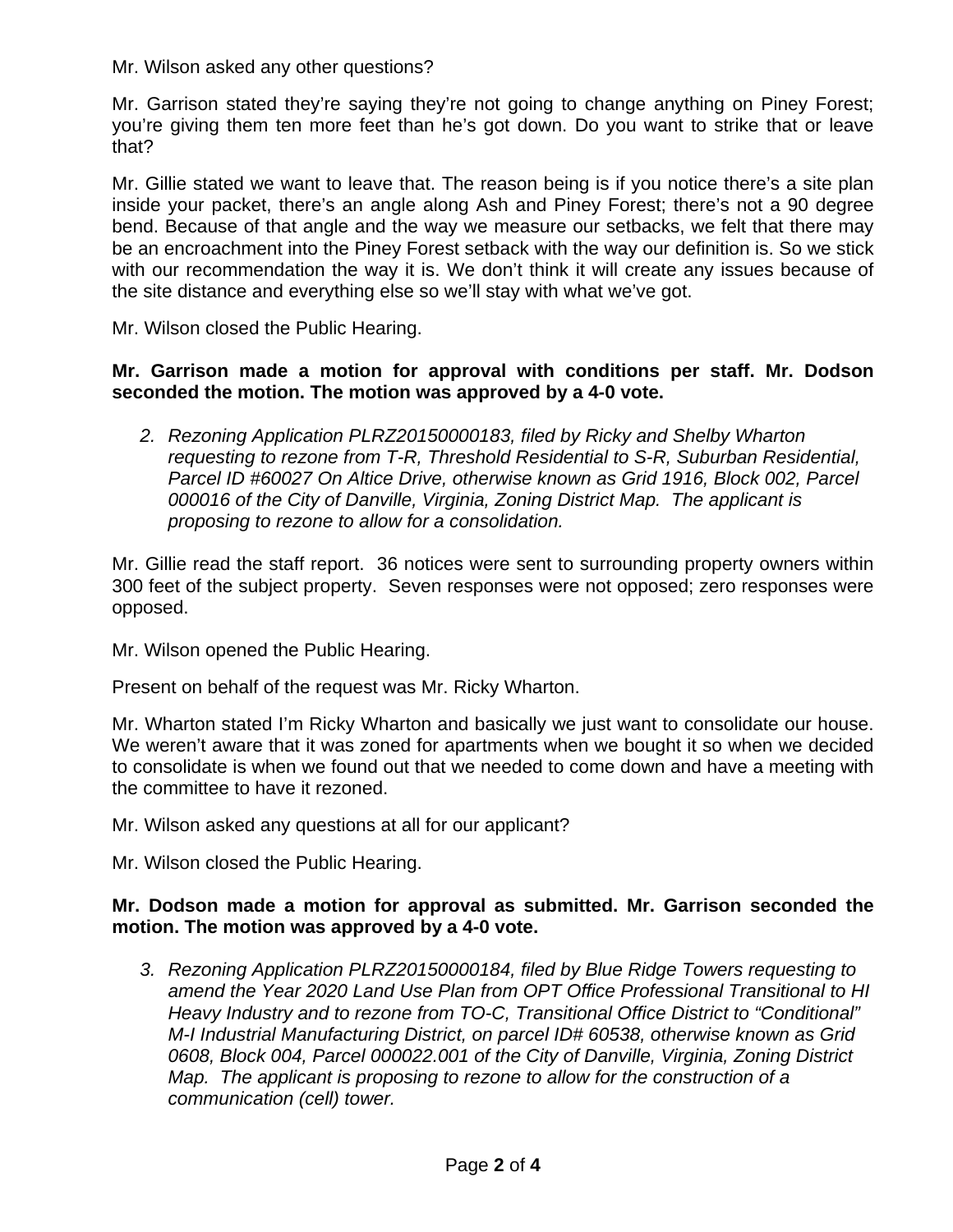Mr. Wilson asked any other questions?

Mr. Garrison stated they're saying they're not going to change anything on Piney Forest; you're giving them ten more feet than he's got down. Do you want to strike that or leave that?

Mr. Gillie stated we want to leave that. The reason being is if you notice there's a site plan inside your packet, there's an angle along Ash and Piney Forest; there's not a 90 degree bend. Because of that angle and the way we measure our setbacks, we felt that there may be an encroachment into the Piney Forest setback with the way our definition is. So we stick with our recommendation the way it is. We don't think it will create any issues because of the site distance and everything else so we'll stay with what we've got.

Mr. Wilson closed the Public Hearing.

**Mr. Garrison made a motion for approval with conditions per staff. Mr. Dodson seconded the motion. The motion was approved by a 4-0 vote.**

2. *Rezoning Application PLRZ20150000183, filed by Ricky and Shelby Wharton requesting to rezone from T-R, Threshold Residential to S-R, Suburban Residential, Parcel ID #60027 On Altice Drive, otherwise known as Grid 1916, Block 002, Parcel 000016 of the City of Danville, Virginia, Zoning District Map. The applicant is proposing to rezone to allow for a consolidation.*

Mr. Gillie read the staff report. 36 notices were sent to surrounding property owners within 300 feet of the subject property. Seven responses were not opposed; zero responses were opposed.

Mr. Wilson opened the Public Hearing.

Present on behalf of the request was Mr. Ricky Wharton.

Mr. Wharton stated I'm Ricky Wharton and basically we just want to consolidate our house. We weren't aware that it was zoned for apartments when we bought it so when we decided to consolidate is when we found out that we needed to come down and have a meeting with the committee to have it rezoned.

Mr. Wilson asked any questions at all for our applicant?

Mr. Wilson closed the Public Hearing.

**Mr. Dodson made a motion for approval as submitted. Mr. Garrison seconded the motion. The motion was approved by a 4-0 vote.**

3. *Rezoning Application PLRZ20150000184, filed by Blue Ridge Towers requesting to amend the Year 2020 Land Use Plan from OPT Office Professional Transitional to HI Heavy Industry and to rezone from TO-C, Transitional Office District to "Conditional" M-I Industrial Manufacturing District, on parcel ID# 60538, otherwise known as Grid 0608, Block 004, Parcel 000022.001 of the City of Danville, Virginia, Zoning District Map. The applicant is proposing to rezone to allow for the construction of a communication (cell) tower.*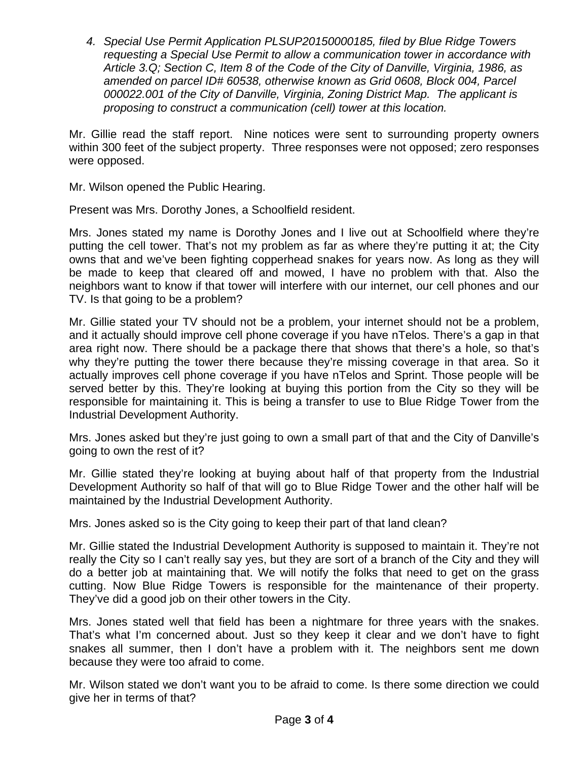4. *Special Use Permit Application PLSUP20150000185, filed by Blue Ridge Towers requesting a Special Use Permit to allow a communication tower in accordance with Article 3.Q; Section C, Item 8 of the Code of the City of Danville, Virginia, 1986, as amended on parcel ID# 60538, otherwise known as Grid 0608, Block 004, Parcel 000022.001 of the City of Danville, Virginia, Zoning District Map. The applicant is proposing to construct a communication (cell) tower at this location.*

Mr. Gillie read the staff report. Nine notices were sent to surrounding property owners within 300 feet of the subject property. Three responses were not opposed; zero responses were opposed.

Mr. Wilson opened the Public Hearing.

Present was Mrs. Dorothy Jones, a Schoolfield resident.

Mrs. Jones stated my name is Dorothy Jones and I live out at Schoolfield where they're putting the cell tower. That's not my problem as far as where they're putting it at; the City owns that and we've been fighting copperhead snakes for years now. As long as they will be made to keep that cleared off and mowed, I have no problem with that. Also the neighbors want to know if that tower will interfere with our internet, our cell phones and our TV. Is that going to be a problem?

Mr. Gillie stated your TV should not be a problem, your internet should not be a problem, and it actually should improve cell phone coverage if you have nTelos. There's a gap in that area right now. There should be a package there that shows that there's a hole, so that's why they're putting the tower there because they're missing coverage in that area. So it actually improves cell phone coverage if you have nTelos and Sprint. Those people will be served better by this. They're looking at buying this portion from the City so they will be responsible for maintaining it. This is being a transfer to use to Blue Ridge Tower from the Industrial Development Authority.

Mrs. Jones asked but they're just going to own a small part of that and the City of Danville's going to own the rest of it?

Mr. Gillie stated they're looking at buying about half of that property from the Industrial Development Authority so half of that will go to Blue Ridge Tower and the other half will be maintained by the Industrial Development Authority.

Mrs. Jones asked so is the City going to keep their part of that land clean?

Mr. Gillie stated the Industrial Development Authority is supposed to maintain it. They're not really the City so I can't really say yes, but they are sort of a branch of the City and they will do a better job at maintaining that. We will notify the folks that need to get on the grass cutting. Now Blue Ridge Towers is responsible for the maintenance of their property. They've did a good job on their other towers in the City.

Mrs. Jones stated well that field has been a nightmare for three years with the snakes. That's what I'm concerned about. Just so they keep it clear and we don't have to fight snakes all summer, then I don't have a problem with it. The neighbors sent me down because they were too afraid to come.

Mr. Wilson stated we don't want you to be afraid to come. Is there some direction we could give her in terms of that?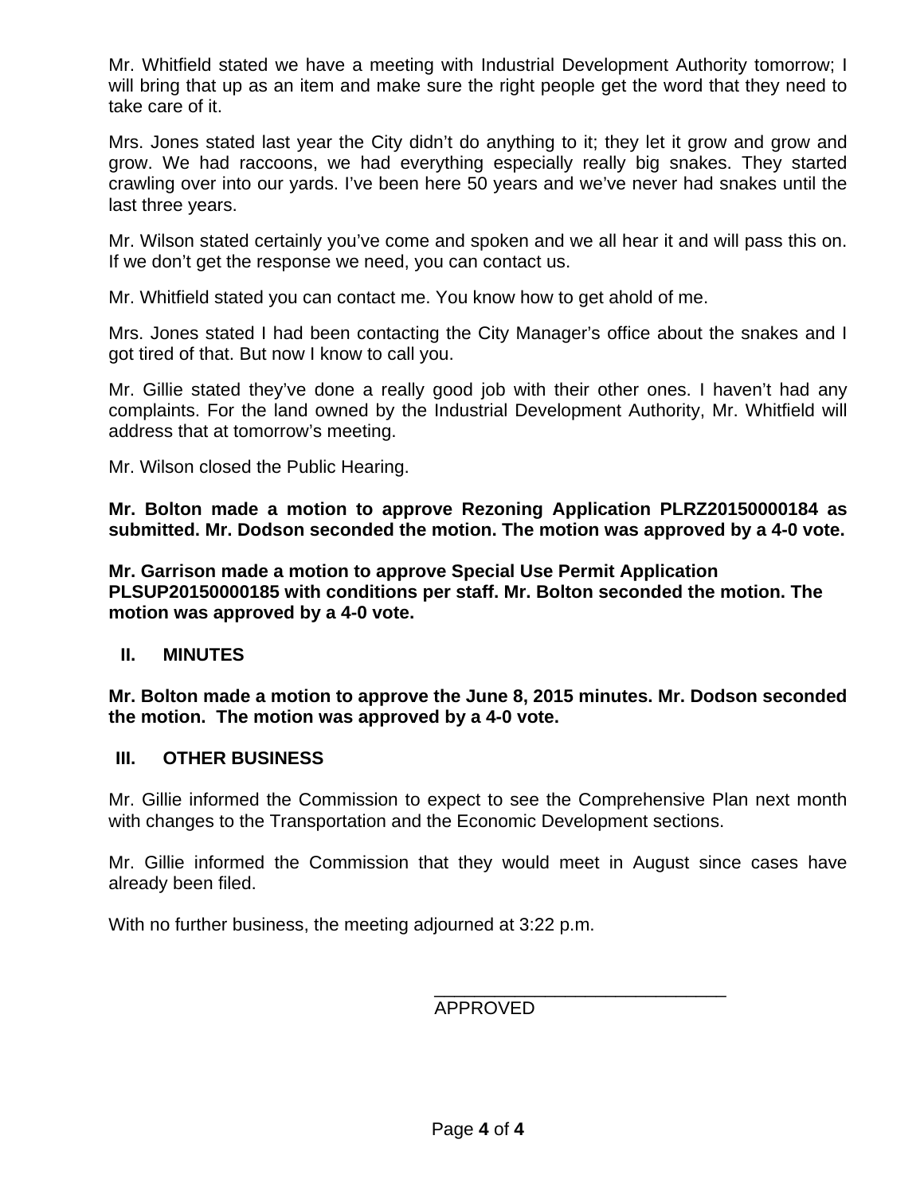Mr. Whitfield stated we have a meeting with Industrial Development Authority tomorrow; I will bring that up as an item and make sure the right people get the word that they need to take care of it.

Mrs. Jones stated last year the City didn't do anything to it; they let it grow and grow and grow. We had raccoons, we had everything especially really big snakes. They started crawling over into our yards. I've been here 50 years and we've never had snakes until the last three years.

Mr. Wilson stated certainly you've come and spoken and we all hear it and will pass this on. If we don't get the response we need, you can contact us.

Mr. Whitfield stated you can contact me. You know how to get ahold of me.

Mrs. Jones stated I had been contacting the City Manager's office about the snakes and I got tired of that. But now I know to call you.

Mr. Gillie stated they've done a really good job with their other ones. I haven't had any complaints. For the land owned by the Industrial Development Authority, Mr. Whitfield will address that at tomorrow's meeting.

Mr. Wilson closed the Public Hearing.

**Mr. Bolton made a motion to approve Rezoning Application PLRZ20150000184 as submitted. Mr. Dodson seconded the motion. The motion was approved by a 4-0 vote.**

**Mr. Garrison made a motion to approve Special Use Permit Application PLSUP20150000185 with conditions per staff. Mr. Bolton seconded the motion. The motion was approved by a 4-0 vote.**

## II. MINUTES

**Mr. Bolton made a motion to approve the June 8, 2015 minutes. Mr. Dodson seconded the motion. The motion was approved by a 4-0 vote.**

## III. OTHER BUSINESS

Mr. Gillie informed the Commission to expect to see the Comprehensive Plan next month with changes to the Transportation and the Economic Development sections.

Mr. Gillie informed the Commission that they would meet in August since cases have already been filed.

With no further business, the meeting adjourned at 3:22 p.m.

\_\_\_\_\_\_\_\_\_\_\_\_\_\_\_\_\_\_\_\_\_\_\_\_\_\_\_\_\_\_
APPROVED